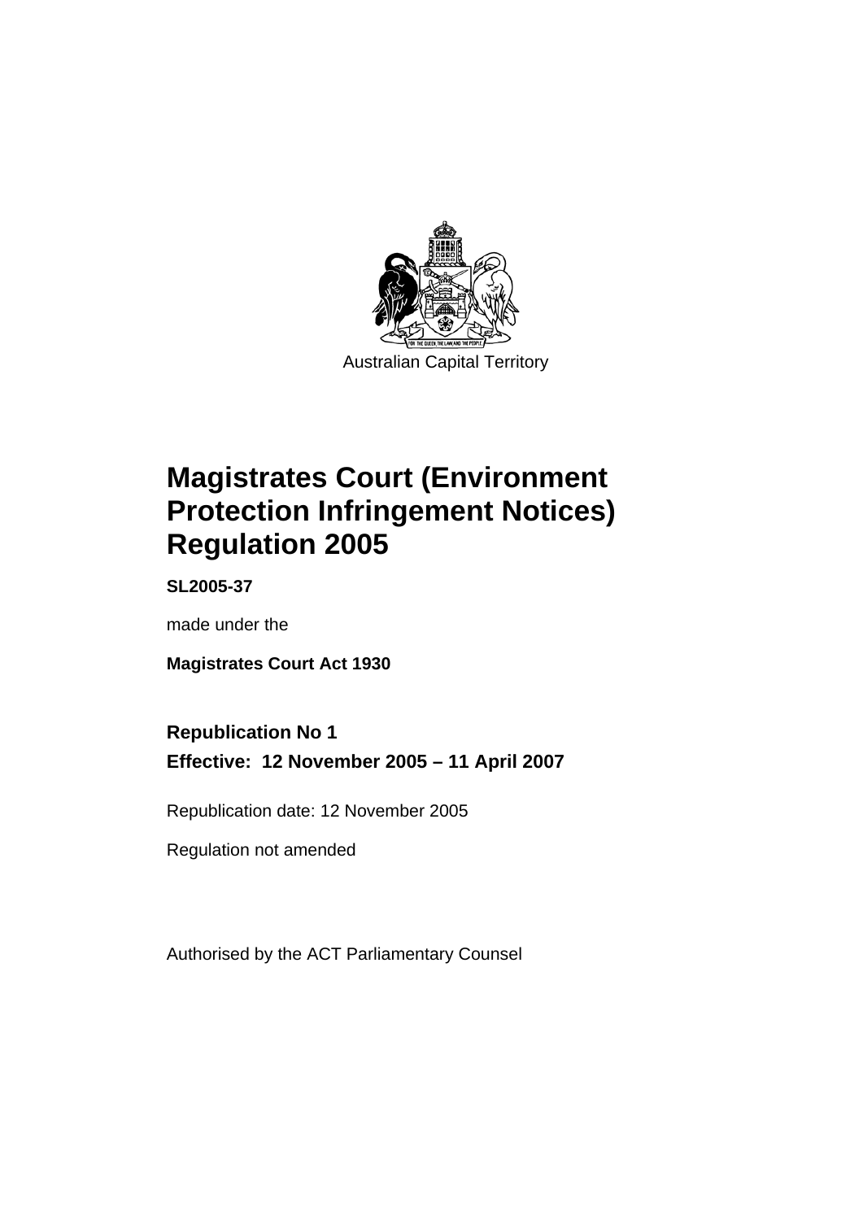Australian Capital Territory

# Magistrates Court (Environment Protection Infringement Notices) Regulation 2005

**SL2005-37**

made under the

**Magistrates Court Act 1930**

**Republication No 1**

**Effective: 12 November 2005 – 11 April 2007**

Republication date: 12 November 2005

Regulation not amended

Authorised by the ACT Parliamentary Counsel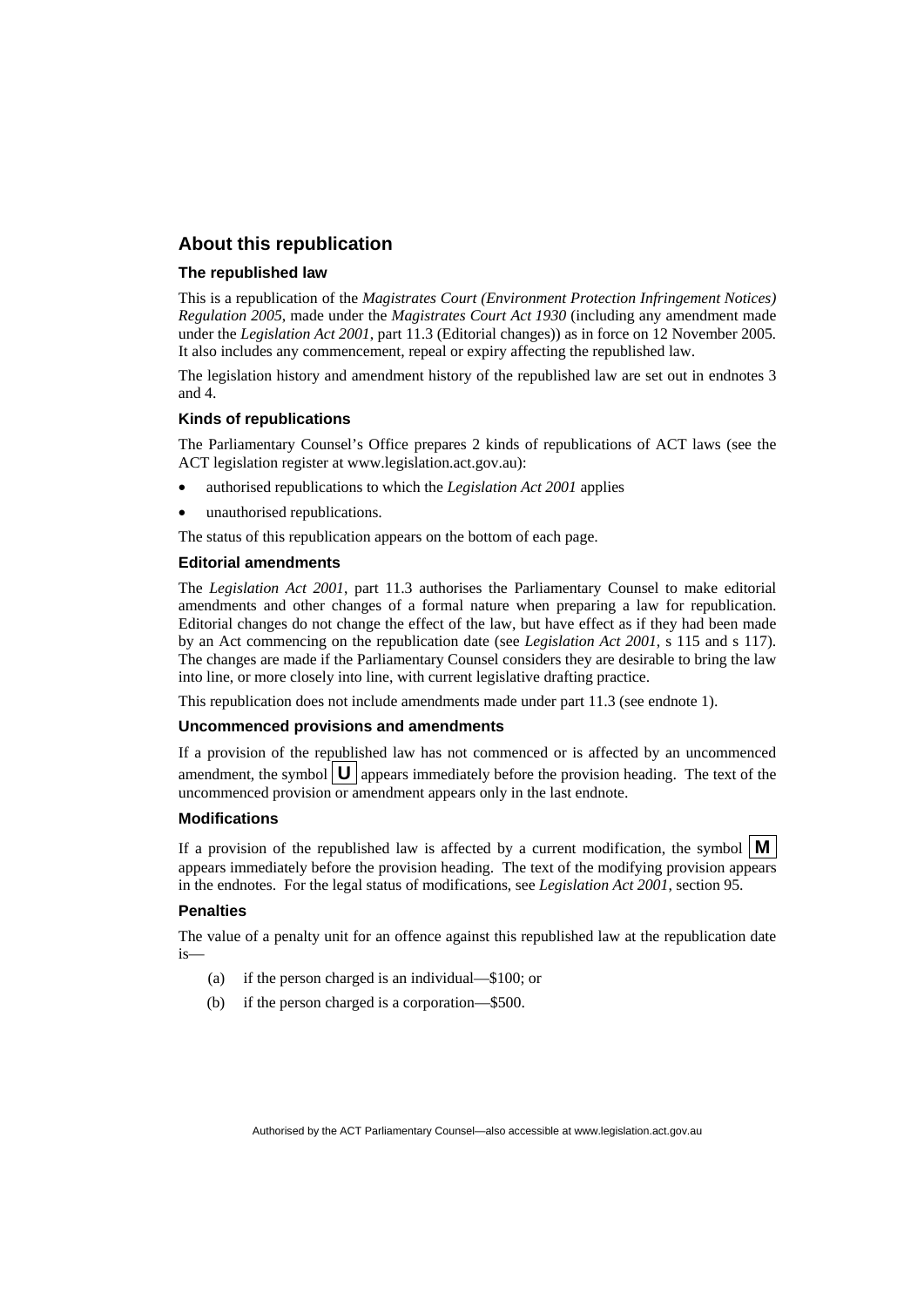## About this republication

### The republished law

This is a republication of the *Magistrates Court (Environment Protection Infringement Notices) Regulation 2005*, made under the *Magistrates Court Act 1930* (including any amendment made under the *Legislation Act 2001*, part 11.3 (Editorial changes)) as in force on 12 November 2005*.* It also includes any commencement, repeal or expiry affecting the republished law.

The legislation history and amendment history of the republished law are set out in endnotes 3 and 4.

### Kinds of republications

The Parliamentary Counsel's Office prepares 2 kinds of republications of ACT laws (see the ACT legislation register at www.legislation.act.gov.au):

- authorised republications to which the *Legislation Act 2001* applies
- unauthorised republications.

The status of this republication appears on the bottom of each page.

### Editorial amendments

The *Legislation Act 2001*, part 11.3 authorises the Parliamentary Counsel to make editorial amendments and other changes of a formal nature when preparing a law for republication. Editorial changes do not change the effect of the law, but have effect as if they had been made by an Act commencing on the republication date (see *Legislation Act 2001*, s 115 and s 117). The changes are made if the Parliamentary Counsel considers they are desirable to bring the law into line, or more closely into line, with current legislative drafting practice.

This republication does not include amendments made under part 11.3 (see endnote 1).

### Uncommenced provisions and amendments

If a provision of the republished law has not commenced or is affected by an uncommenced amendment, the symbol **U** appears immediately before the provision heading. The text of the uncommenced provision or amendment appears only in the last endnote.

### Modifications

If a provision of the republished law is affected by a current modification, the symbol **M** appears immediately before the provision heading. The text of the modifying provision appears in the endnotes. For the legal status of modifications, see *Legislation Act 2001*, section 95.

### Penalties

The value of a penalty unit for an offence against this republished law at the republication date is—

(a) if the person charged is an individual—$100; or

(b) if the person charged is a corporation—$500.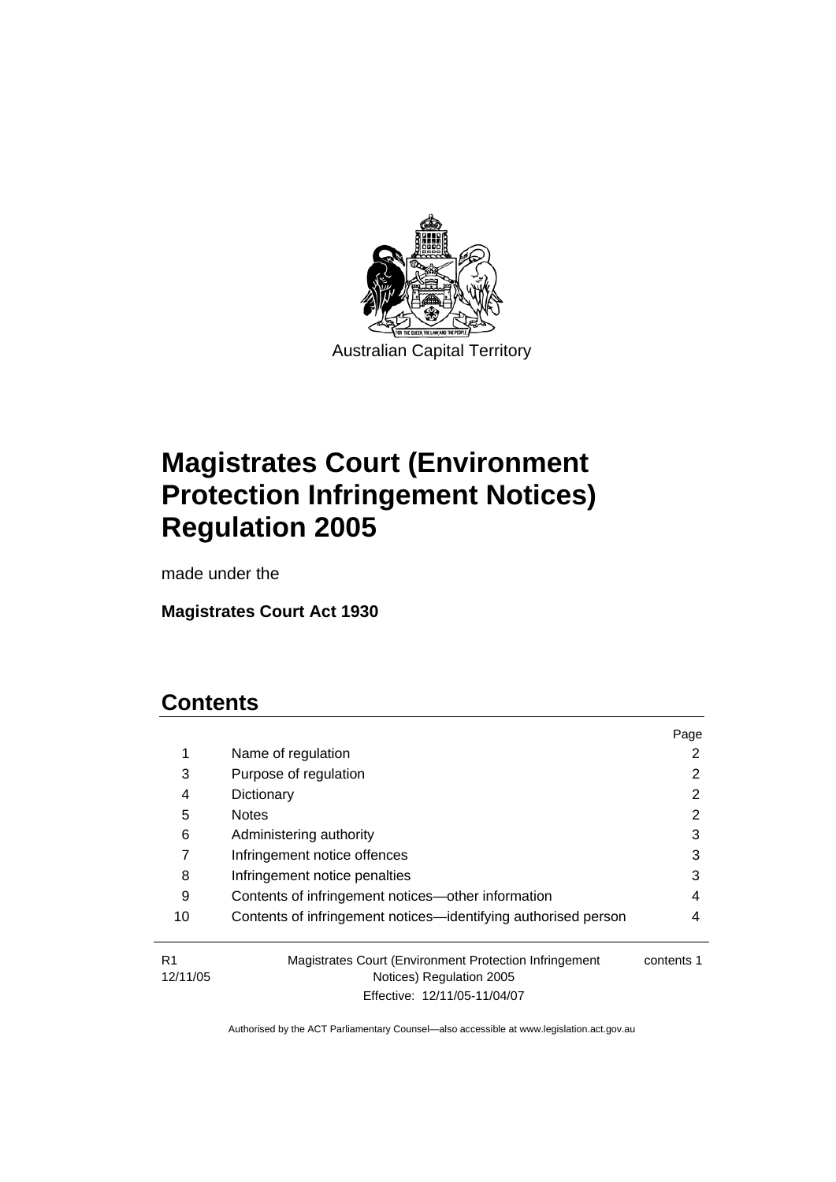Australian Capital Territory

# Magistrates Court (Environment Protection Infringement Notices) Regulation 2005

made under the

**Magistrates Court Act 1930**

## Contents

| | | Page |
|---|---|---|
| 1 | Name of regulation | 2 |
| 3 | Purpose of regulation | 2 |
| 4 | Dictionary | 2 |
| 5 | Notes | 2 |
| 6 | Administering authority | 3 |
| 7 | Infringement notice offences | 3 |
| 8 | Infringement notice penalties | 3 |
| 9 | Contents of infringement notices—other information | 4 |
| 10 | Contents of infringement notices—identifying authorised person | 4 |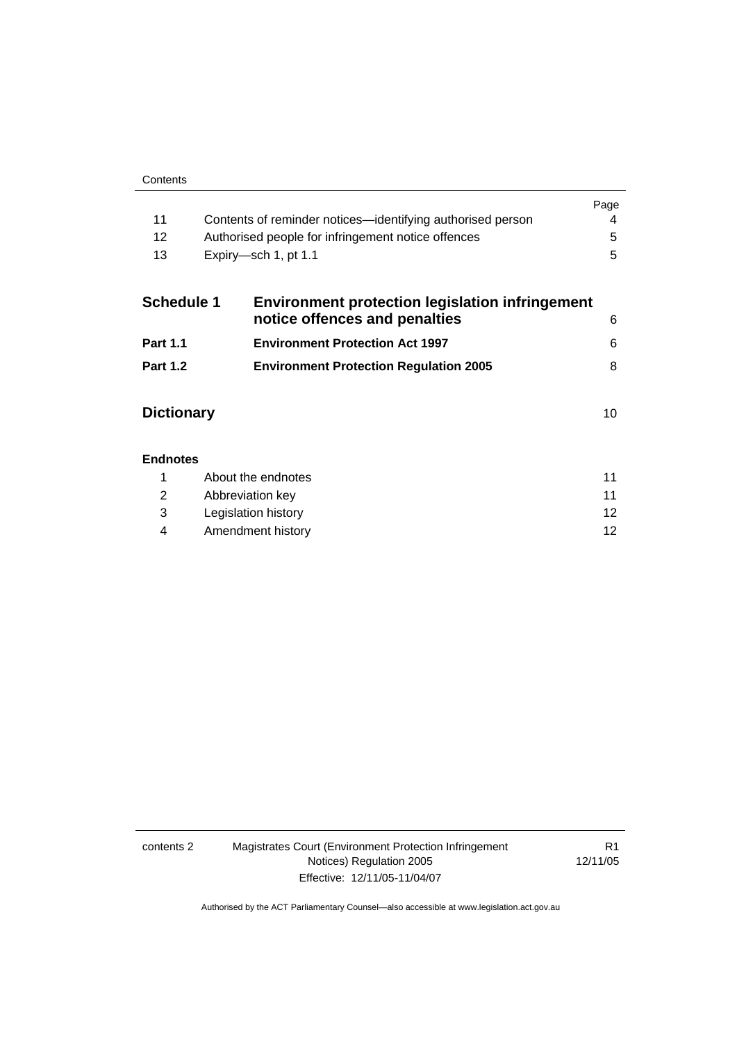| | | Page |
|---|---|---|
| 11 | Contents of reminder notices—identifying authorised person | 4 |
| 12 | Authorised people for infringement notice offences | 5 |
| 13 | Expiry—sch 1, pt 1.1 | 5 |

| | | |
|---|---|---|
| **Schedule 1** | **Environment protection legislation infringement notice offences and penalties** | 6 |
| **Part 1.1** | **Environment Protection Act 1997** | 6 |
| **Part 1.2** | **Environment Protection Regulation 2005** | 8 |

| | |
|---|---|
| **Dictionary** | 10 |

**Endnotes**

| | | |
|---|---|---|
| 1 | About the endnotes | 11 |
| 2 | Abbreviation key | 11 |
| 3 | Legislation history | 12 |
| 4 | Amendment history | 12 |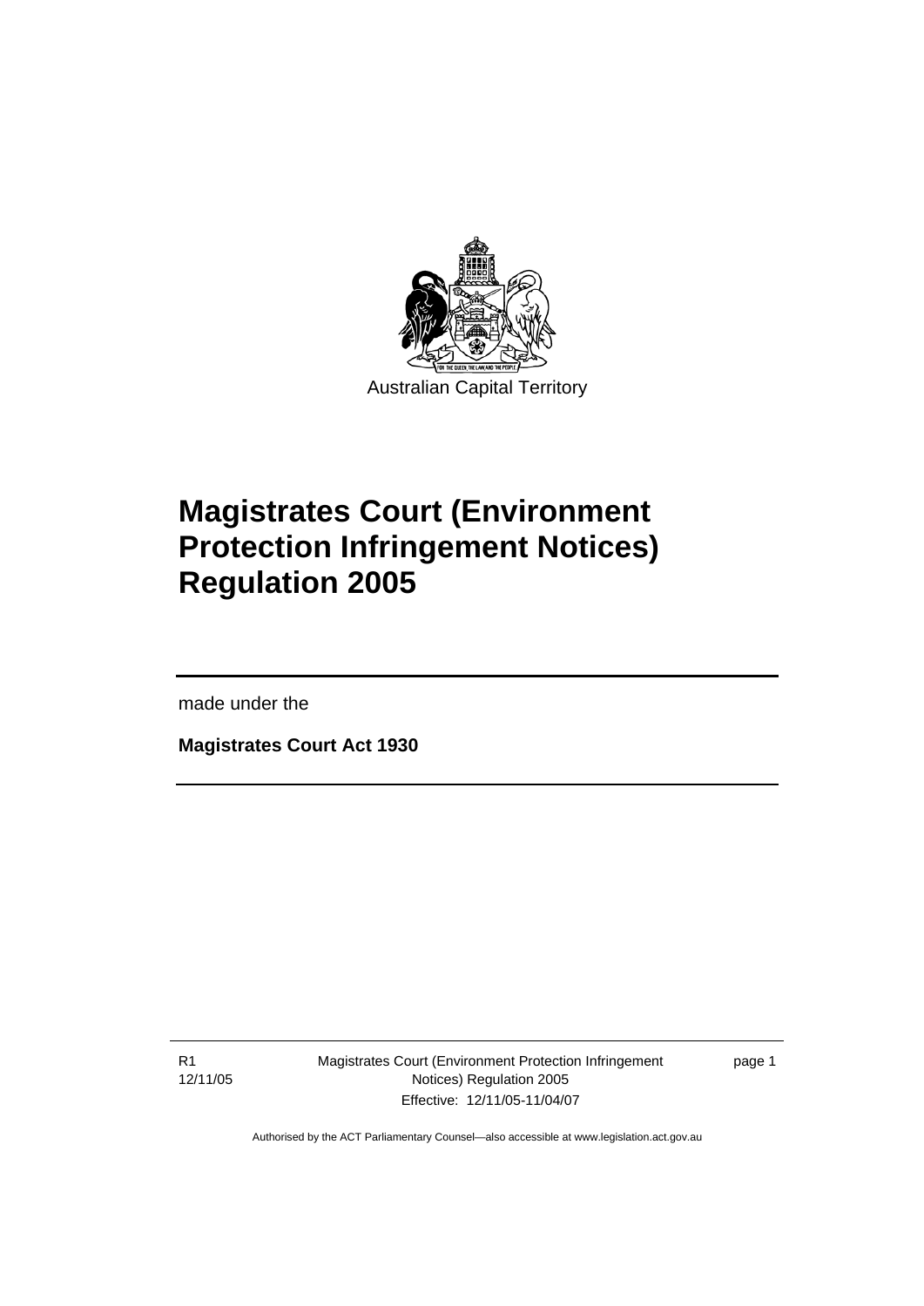Australian Capital Territory

# Magistrates Court (Environment Protection Infringement Notices) Regulation 2005

made under the

**Magistrates Court Act 1930**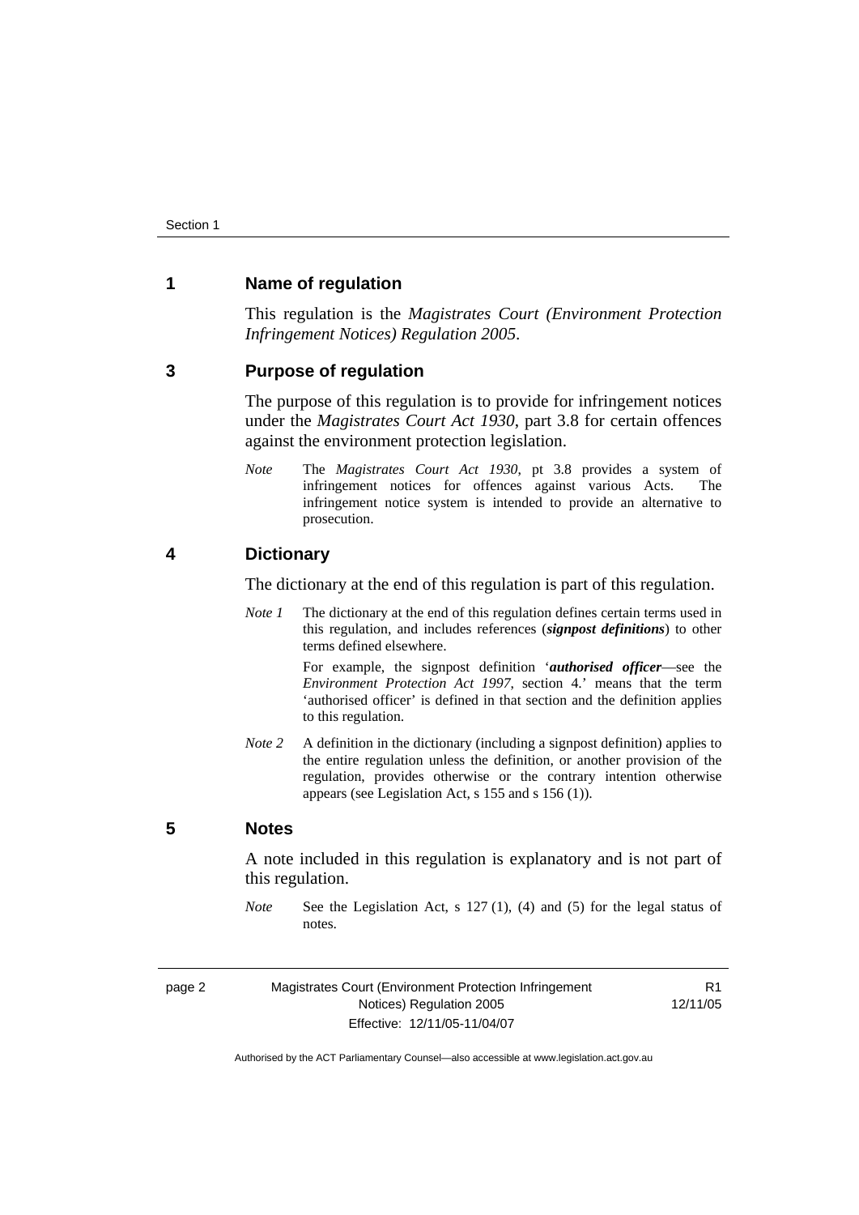## 1 Name of regulation

This regulation is the *Magistrates Court (Environment Protection Infringement Notices) Regulation 2005*.

## 3 Purpose of regulation

The purpose of this regulation is to provide for infringement notices under the *Magistrates Court Act 1930*, part 3.8 for certain offences against the environment protection legislation.

*Note* The *Magistrates Court Act 1930*, pt 3.8 provides a system of infringement notices for offences against various Acts. The infringement notice system is intended to provide an alternative to prosecution.

## 4 Dictionary

The dictionary at the end of this regulation is part of this regulation.

*Note 1* The dictionary at the end of this regulation defines certain terms used in this regulation, and includes references (***signpost definitions***) to other terms defined elsewhere.

For example, the signpost definition '***authorised officer***—see the *Environment Protection Act 1997*, section 4.' means that the term 'authorised officer' is defined in that section and the definition applies to this regulation.

*Note 2* A definition in the dictionary (including a signpost definition) applies to the entire regulation unless the definition, or another provision of the regulation, provides otherwise or the contrary intention otherwise appears (see Legislation Act, s 155 and s 156 (1)).

## 5 Notes

A note included in this regulation is explanatory and is not part of this regulation.

*Note* See the Legislation Act, s 127 (1), (4) and (5) for the legal status of notes.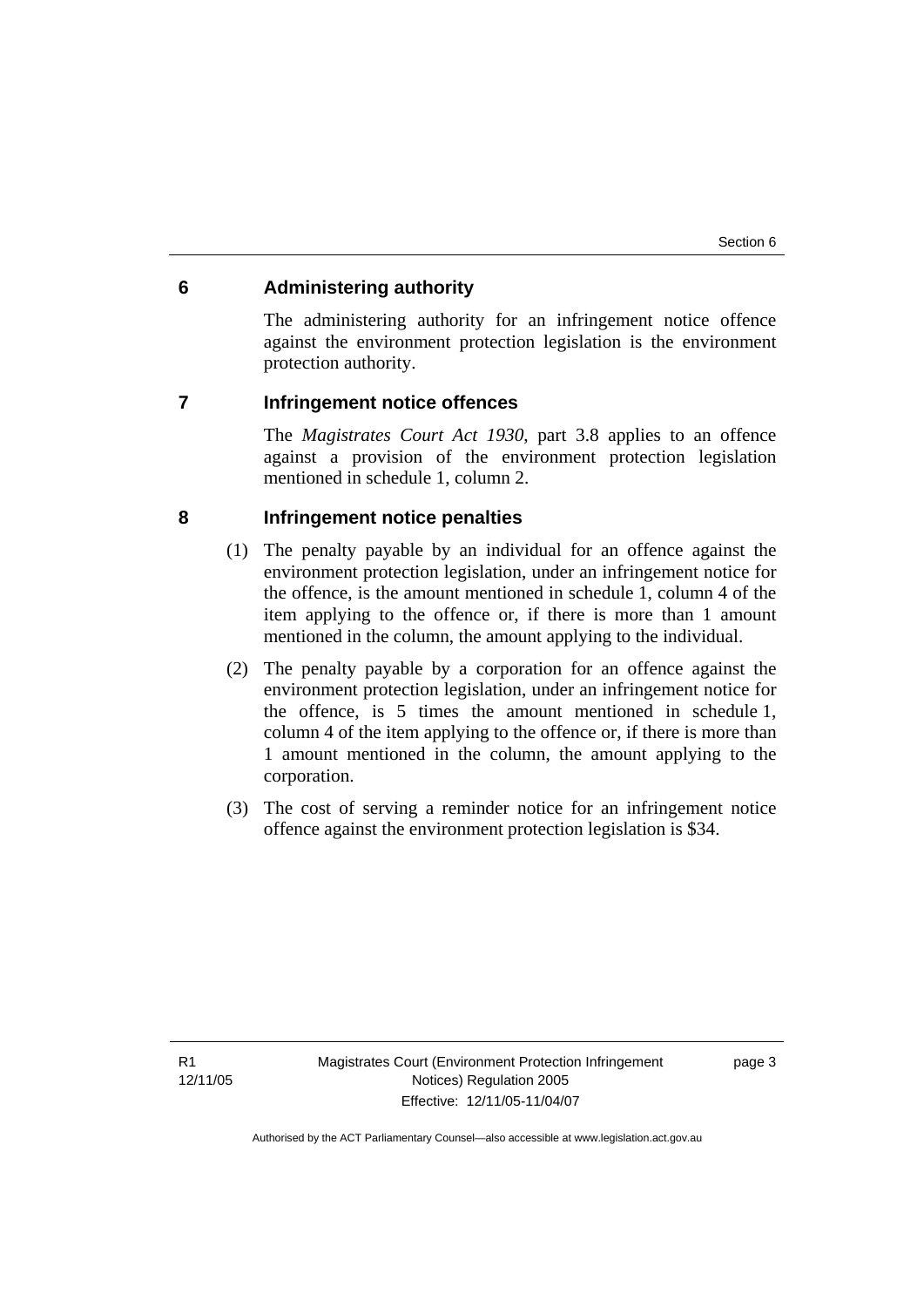## 6 Administering authority

The administering authority for an infringement notice offence against the environment protection legislation is the environment protection authority.

## 7 Infringement notice offences

The *Magistrates Court Act 1930*, part 3.8 applies to an offence against a provision of the environment protection legislation mentioned in schedule 1, column 2.

## 8 Infringement notice penalties

(1) The penalty payable by an individual for an offence against the environment protection legislation, under an infringement notice for the offence, is the amount mentioned in schedule 1, column 4 of the item applying to the offence or, if there is more than 1 amount mentioned in the column, the amount applying to the individual.

(2) The penalty payable by a corporation for an offence against the environment protection legislation, under an infringement notice for the offence, is 5 times the amount mentioned in schedule 1, column 4 of the item applying to the offence or, if there is more than 1 amount mentioned in the column, the amount applying to the corporation.

(3) The cost of serving a reminder notice for an infringement notice offence against the environment protection legislation is $34.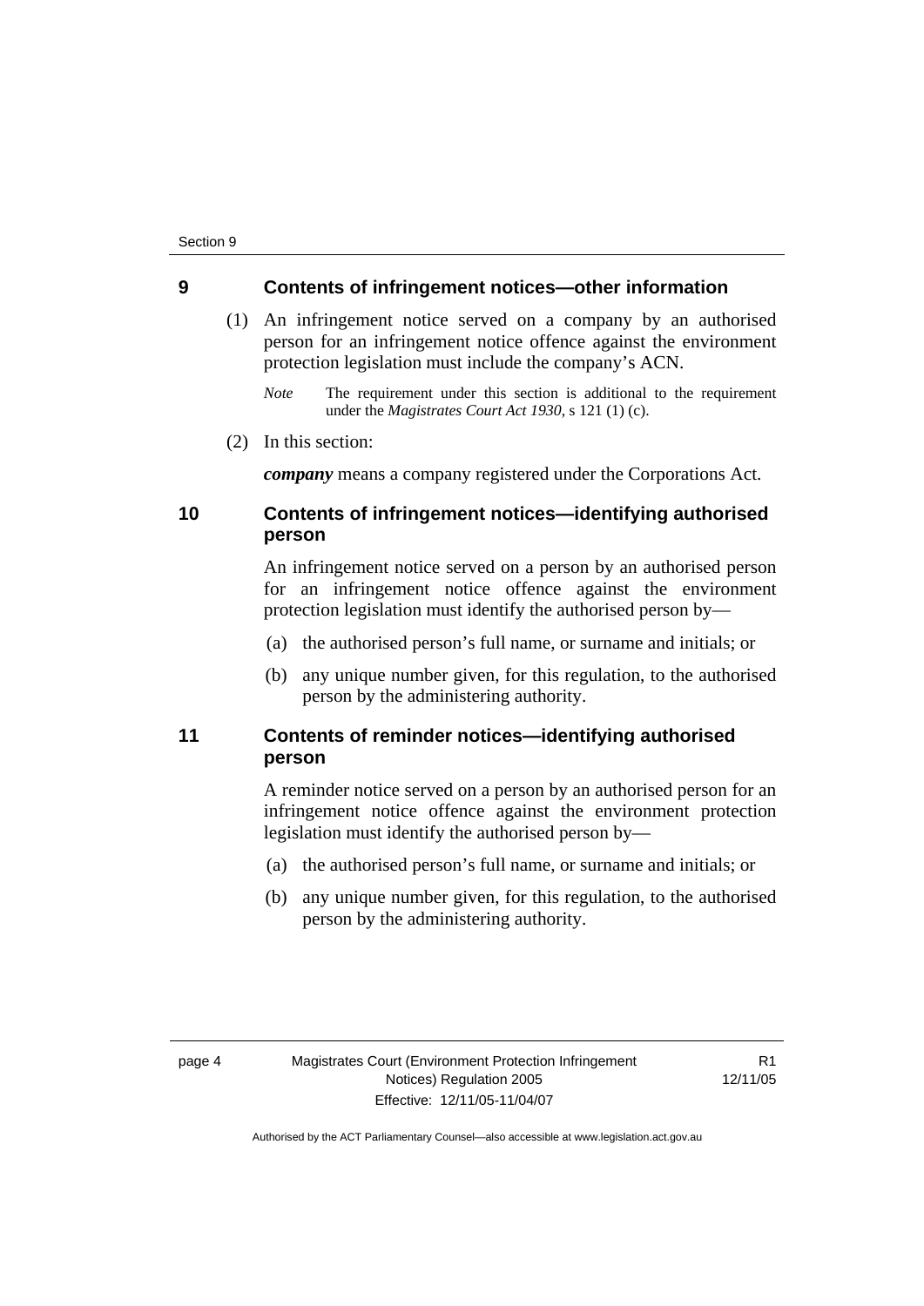## 9 Contents of infringement notices—other information

(1) An infringement notice served on a company by an authorised person for an infringement notice offence against the environment protection legislation must include the company's ACN.

*Note* The requirement under this section is additional to the requirement under the *Magistrates Court Act 1930*, s 121 (1) (c).

(2) In this section:

***company*** means a company registered under the Corporations Act.

## 10 Contents of infringement notices—identifying authorised person

An infringement notice served on a person by an authorised person for an infringement notice offence against the environment protection legislation must identify the authorised person by—

(a) the authorised person's full name, or surname and initials; or

(b) any unique number given, for this regulation, to the authorised person by the administering authority.

## 11 Contents of reminder notices—identifying authorised person

A reminder notice served on a person by an authorised person for an infringement notice offence against the environment protection legislation must identify the authorised person by—

(a) the authorised person's full name, or surname and initials; or

(b) any unique number given, for this regulation, to the authorised person by the administering authority.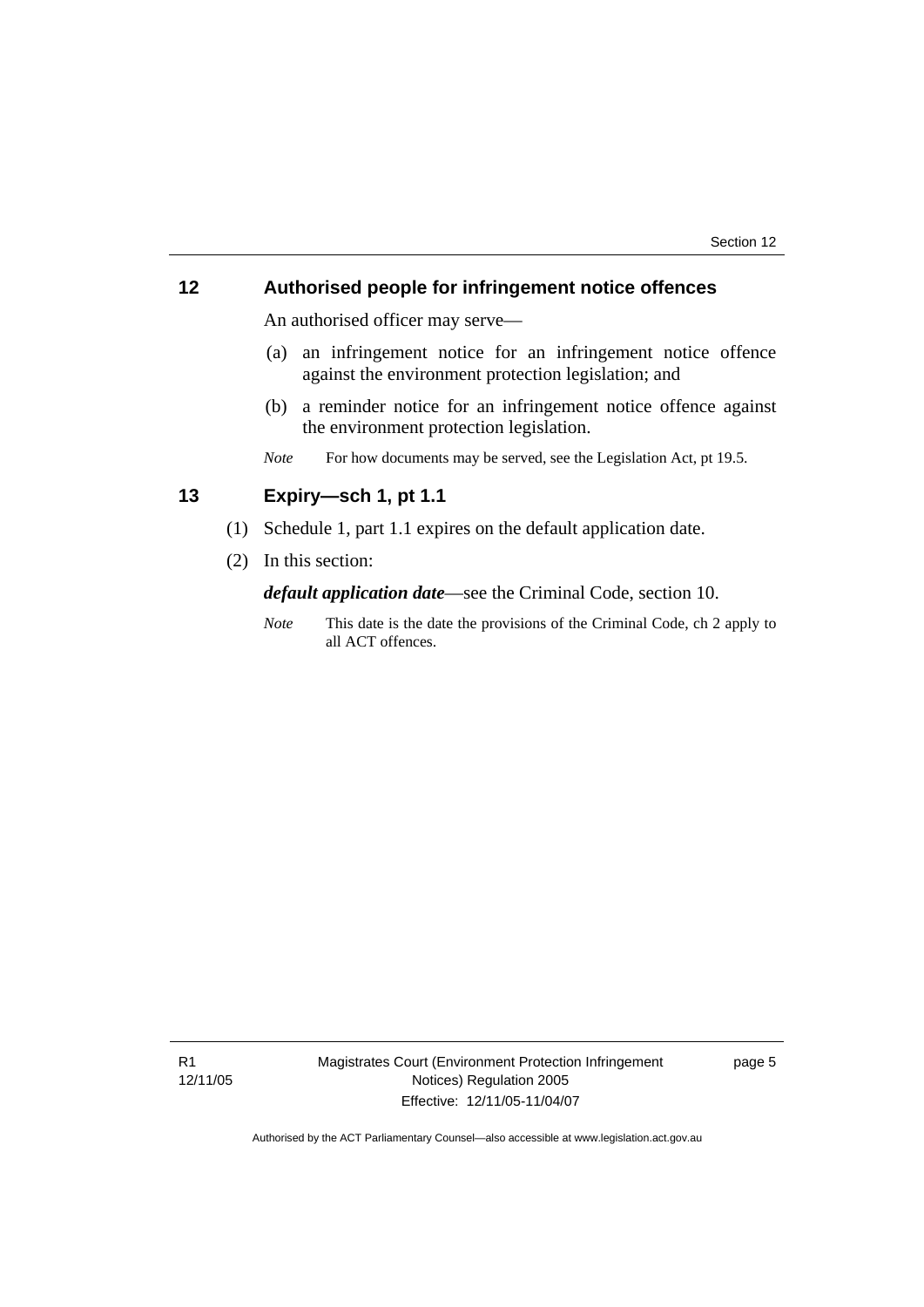## 12 Authorised people for infringement notice offences

An authorised officer may serve—

(a) an infringement notice for an infringement notice offence against the environment protection legislation; and

(b) a reminder notice for an infringement notice offence against the environment protection legislation.

*Note* For how documents may be served, see the Legislation Act, pt 19.5.

## 13 Expiry—sch 1, pt 1.1

(1) Schedule 1, part 1.1 expires on the default application date.

(2) In this section:

***default application date***—see the Criminal Code, section 10.

*Note* This date is the date the provisions of the Criminal Code, ch 2 apply to all ACT offences.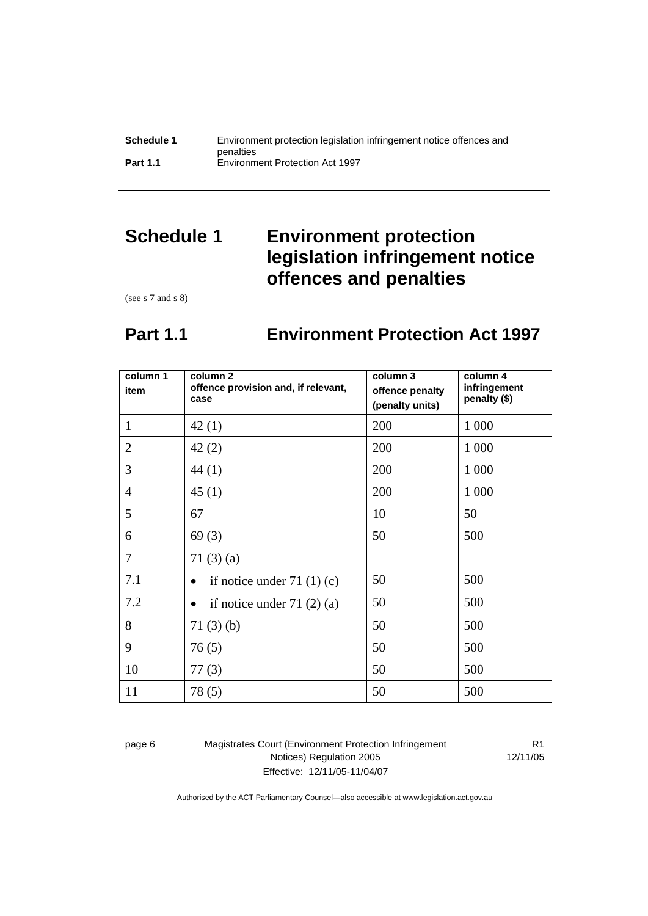# Schedule 1 Environment protection legislation infringement notice offences and penalties

(see s 7 and s 8)

## Part 1.1 Environment Protection Act 1997

| column 1<br>item | column 2<br>offence provision and, if relevant, case | column 3<br>offence penalty (penalty units) | column 4<br>infringement penalty ($) |
|---|---|---|---|
| 1 | 42 (1) | 200 | 1 000 |
| 2 | 42 (2) | 200 | 1 000 |
| 3 | 44 (1) | 200 | 1 000 |
| 4 | 45 (1) | 200 | 1 000 |
| 5 | 67 | 10 | 50 |
| 6 | 69 (3) | 50 | 500 |
| 7 | 71 (3) (a) | | |
| 7.1 | • if notice under 71 (1) (c) | 50 | 500 |
| 7.2 | • if notice under 71 (2) (a) | 50 | 500 |
| 8 | 71 (3) (b) | 50 | 500 |
| 9 | 76 (5) | 50 | 500 |
| 10 | 77 (3) | 50 | 500 |
| 11 | 78 (5) | 50 | 500 |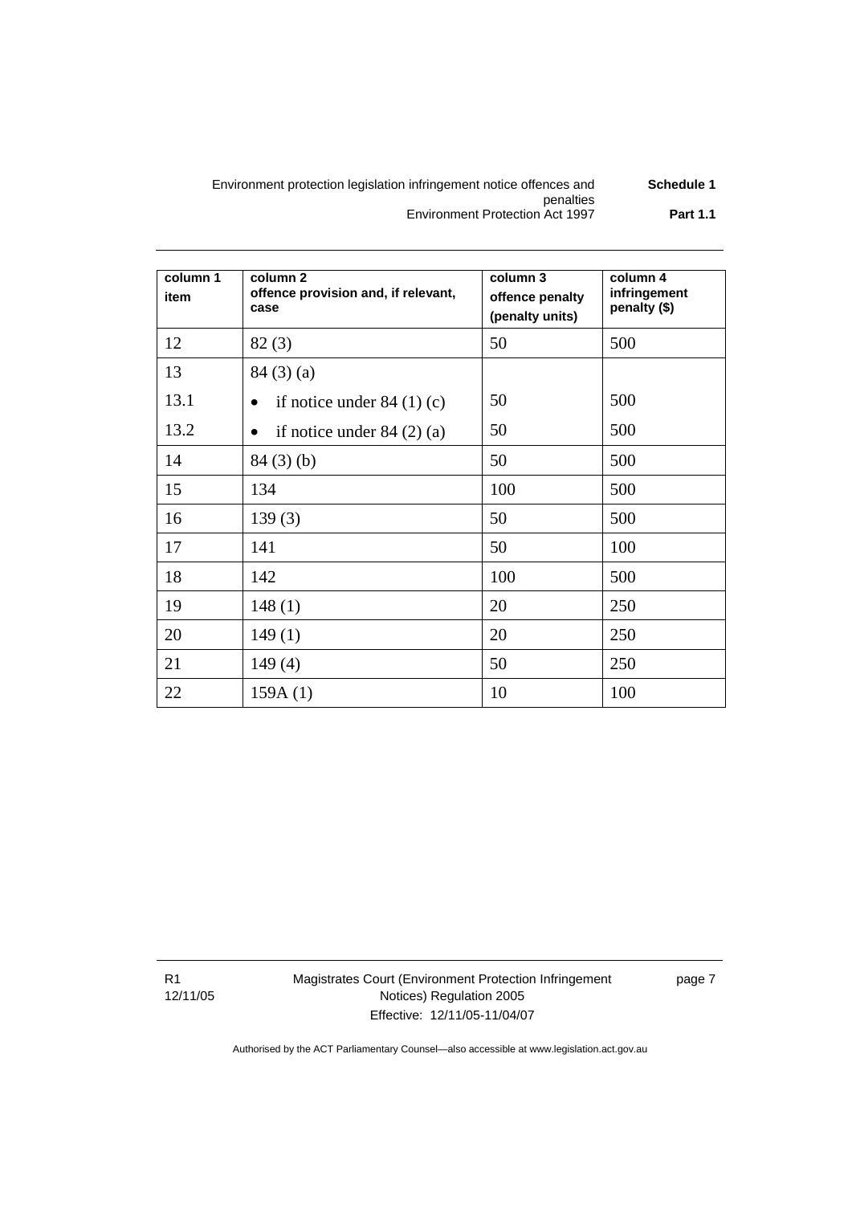| column 1<br>item | column 2<br>offence provision and, if relevant, case | column 3<br>offence penalty<br>(penalty units) | column 4<br>infringement penalty ($) |
|---|---|---|---|
| 12 | 82 (3) | 50 | 500 |
| 13 | 84 (3) (a) | | |
| 13.1 | • if notice under 84 (1) (c) | 50 | 500 |
| 13.2 | • if notice under 84 (2) (a) | 50 | 500 |
| 14 | 84 (3) (b) | 50 | 500 |
| 15 | 134 | 100 | 500 |
| 16 | 139 (3) | 50 | 500 |
| 17 | 141 | 50 | 100 |
| 18 | 142 | 100 | 500 |
| 19 | 148 (1) | 20 | 250 |
| 20 | 149 (1) | 20 | 250 |
| 21 | 149 (4) | 50 | 250 |
| 22 | 159A (1) | 10 | 100 |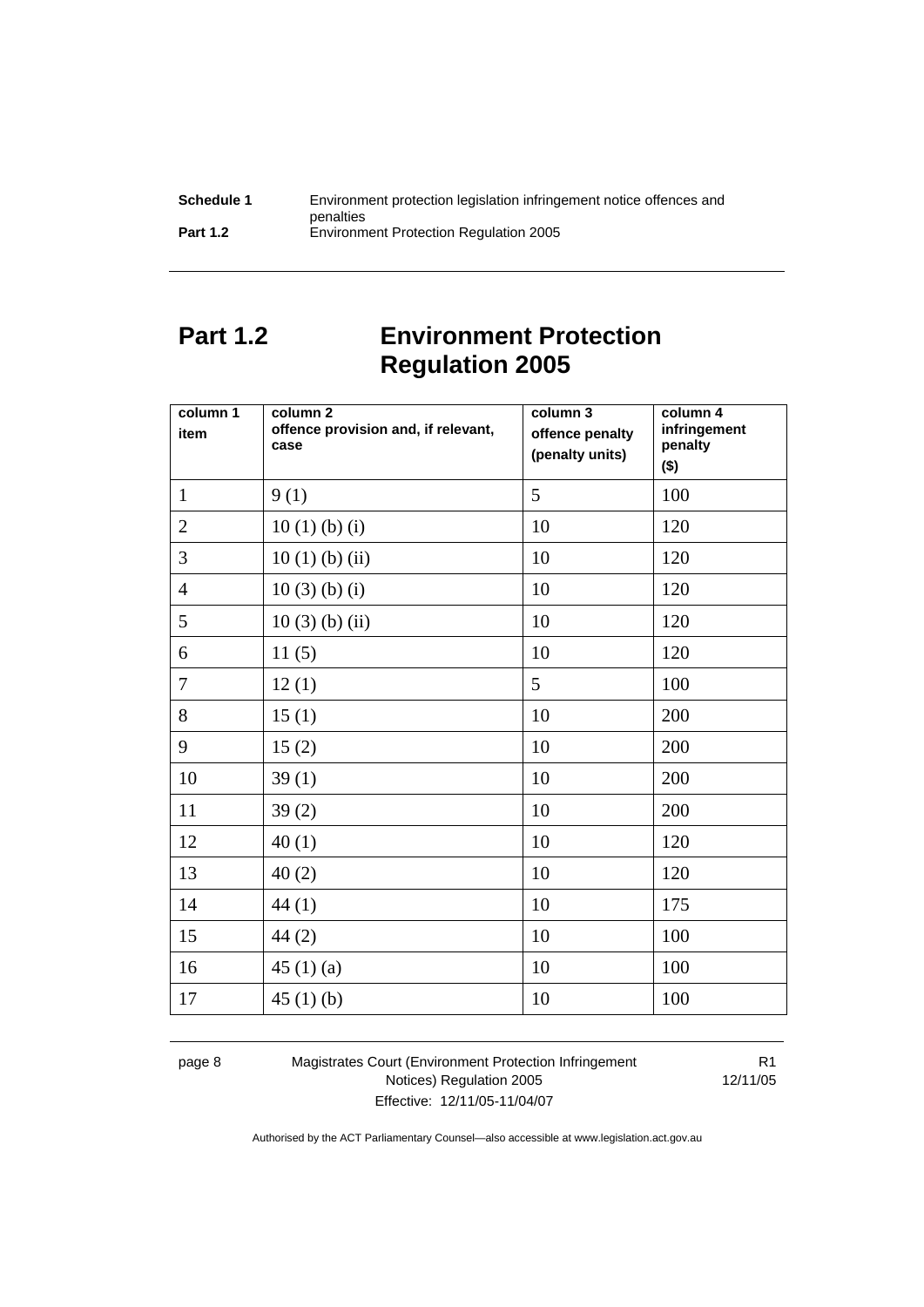# Part 1.2 Environment Protection Regulation 2005

| column 1<br>item | column 2<br>offence provision and, if relevant, case | column 3<br>offence penalty (penalty units) | column 4<br>infringement penalty ($) |
|---|---|---|---|
| 1 | 9 (1) | 5 | 100 |
| 2 | 10 (1) (b) (i) | 10 | 120 |
| 3 | 10 (1) (b) (ii) | 10 | 120 |
| 4 | 10 (3) (b) (i) | 10 | 120 |
| 5 | 10 (3) (b) (ii) | 10 | 120 |
| 6 | 11 (5) | 10 | 120 |
| 7 | 12 (1) | 5 | 100 |
| 8 | 15 (1) | 10 | 200 |
| 9 | 15 (2) | 10 | 200 |
| 10 | 39 (1) | 10 | 200 |
| 11 | 39 (2) | 10 | 200 |
| 12 | 40 (1) | 10 | 120 |
| 13 | 40 (2) | 10 | 120 |
| 14 | 44 (1) | 10 | 175 |
| 15 | 44 (2) | 10 | 100 |
| 16 | 45 (1) (a) | 10 | 100 |
| 17 | 45 (1) (b) | 10 | 100 |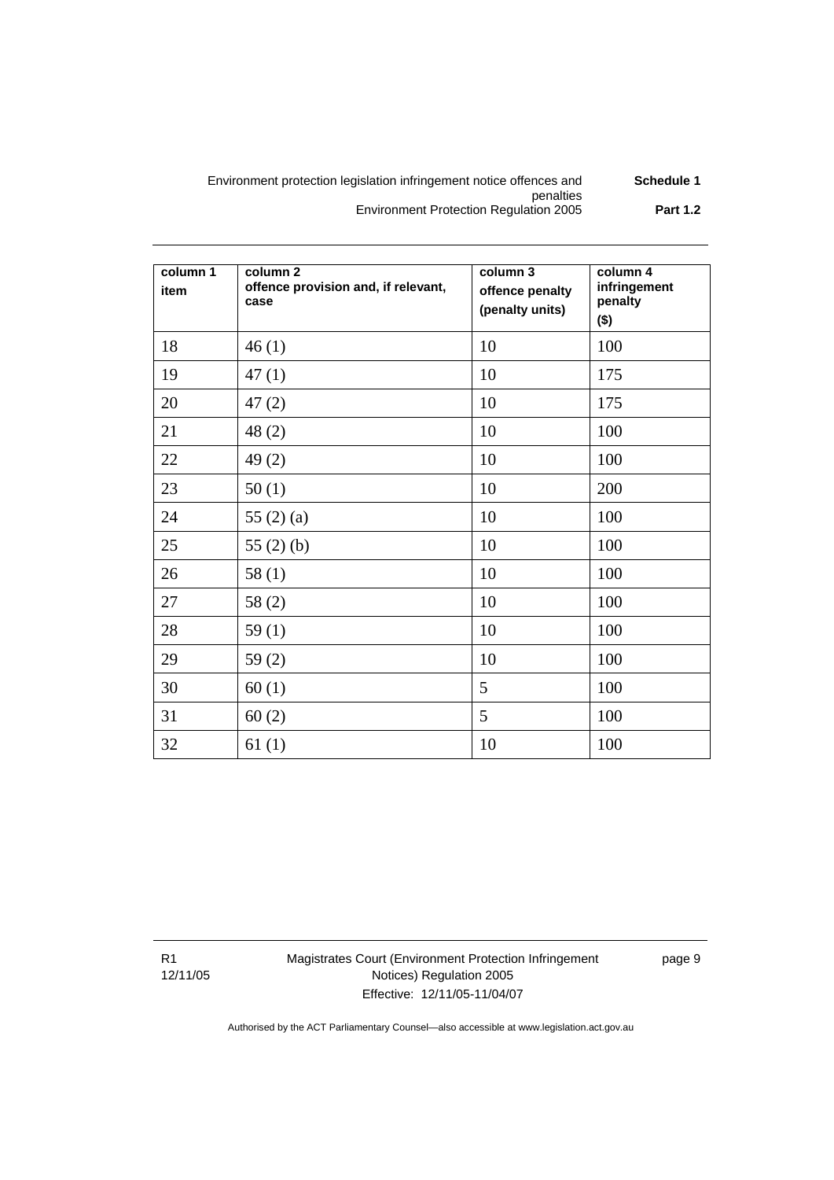| column 1 item | column 2 offence provision and, if relevant, case | column 3 offence penalty (penalty units) | column 4 infringement penalty ($) |
|---|---|---|---|
| 18 | 46 (1) | 10 | 100 |
| 19 | 47 (1) | 10 | 175 |
| 20 | 47 (2) | 10 | 175 |
| 21 | 48 (2) | 10 | 100 |
| 22 | 49 (2) | 10 | 100 |
| 23 | 50 (1) | 10 | 200 |
| 24 | 55 (2) (a) | 10 | 100 |
| 25 | 55 (2) (b) | 10 | 100 |
| 26 | 58 (1) | 10 | 100 |
| 27 | 58 (2) | 10 | 100 |
| 28 | 59 (1) | 10 | 100 |
| 29 | 59 (2) | 10 | 100 |
| 30 | 60 (1) | 5 | 100 |
| 31 | 60 (2) | 5 | 100 |
| 32 | 61 (1) | 10 | 100 |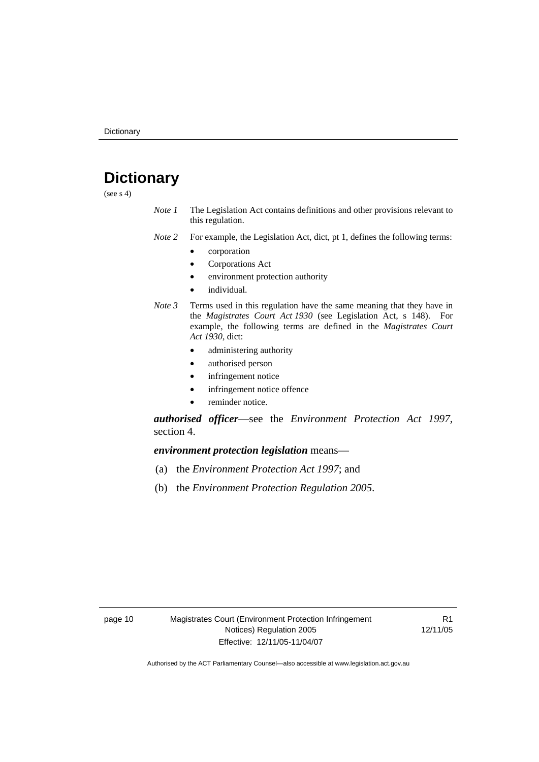# Dictionary

(see s 4)

*Note 1* The Legislation Act contains definitions and other provisions relevant to this regulation.

*Note 2* For example, the Legislation Act, dict, pt 1, defines the following terms:

- corporation
- Corporations Act
- environment protection authority
- individual.

*Note 3* Terms used in this regulation have the same meaning that they have in the *Magistrates Court Act 1930* (see Legislation Act, s 148). For example, the following terms are defined in the *Magistrates Court Act 1930*, dict:

- administering authority
- authorised person
- infringement notice
- infringement notice offence
- reminder notice.

***authorised officer***—see the *Environment Protection Act 1997*, section 4.

***environment protection legislation*** means—

(a) the *Environment Protection Act 1997*; and

(b) the *Environment Protection Regulation 2005*.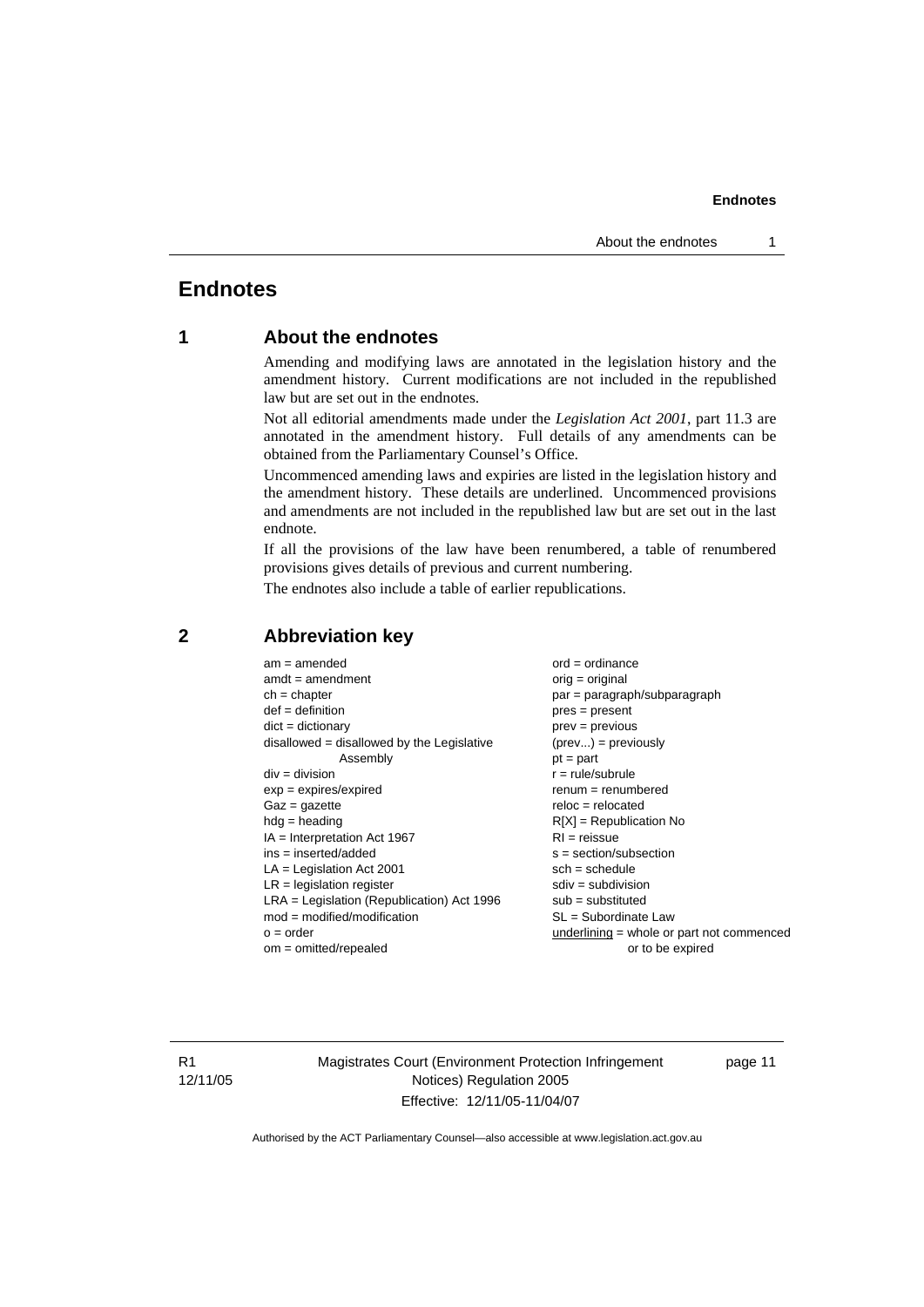# Endnotes

## 1 About the endnotes

Amending and modifying laws are annotated in the legislation history and the amendment history. Current modifications are not included in the republished law but are set out in the endnotes.

Not all editorial amendments made under the *Legislation Act 2001*, part 11.3 are annotated in the amendment history. Full details of any amendments can be obtained from the Parliamentary Counsel's Office.

Uncommenced amending laws and expiries are listed in the legislation history and the amendment history. These details are underlined. Uncommenced provisions and amendments are not included in the republished law but are set out in the last endnote.

If all the provisions of the law have been renumbered, a table of renumbered provisions gives details of previous and current numbering.

The endnotes also include a table of earlier republications.

## 2 Abbreviation key

am = amended
amdt = amendment
ch = chapter
def = definition
dict = dictionary
disallowed = disallowed by the Legislative Assembly
div = division
exp = expires/expired
Gaz = gazette
hdg = heading
IA = Interpretation Act 1967
ins = inserted/added
LA = Legislation Act 2001
LR = legislation register
LRA = Legislation (Republication) Act 1996
mod = modified/modification
o = order
om = omitted/repealed
ord = ordinance
orig = original
par = paragraph/subparagraph
pres = present
prev = previous
(prev...) = previously
pt = part
r = rule/subrule
renum = renumbered
reloc = relocated
R[X] = Republication No
RI = reissue
s = section/subsection
sch = schedule
sdiv = subdivision
sub = substituted
SL = Subordinate Law
underlining = whole or part not commenced or to be expired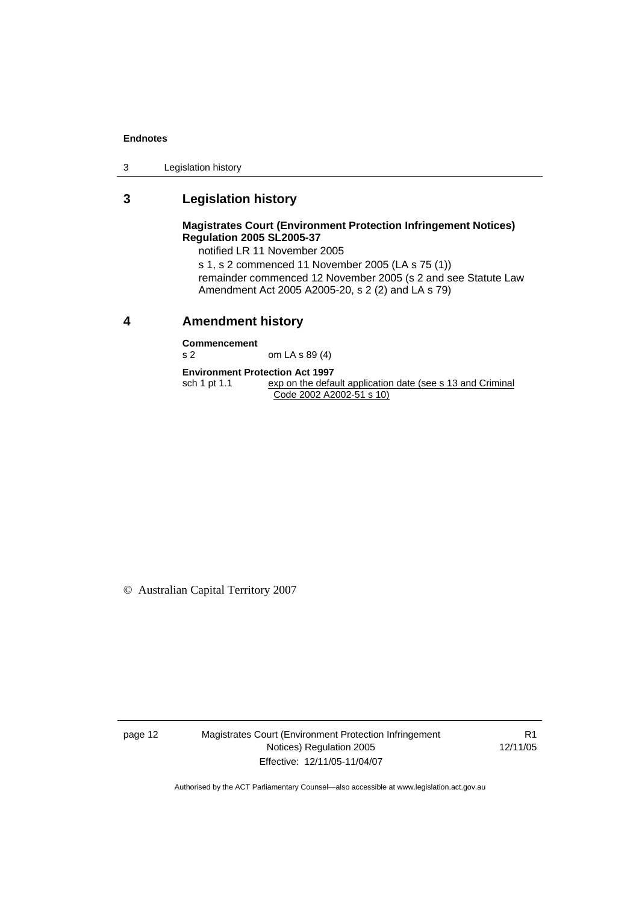## 3 Legislation history

**Magistrates Court (Environment Protection Infringement Notices) Regulation 2005 SL2005-37**

notified LR 11 November 2005

s 1, s 2 commenced 11 November 2005 (LA s 75 (1))

remainder commenced 12 November 2005 (s 2 and see Statute Law Amendment Act 2005 A2005-20, s 2 (2) and LA s 79)

## 4 Amendment history

**Commencement**

s 2 om LA s 89 (4)

**Environment Protection Act 1997**

sch 1 pt 1.1 exp on the default application date (see s 13 and Criminal Code 2002 A2002-51 s 10)

© Australian Capital Territory 2007